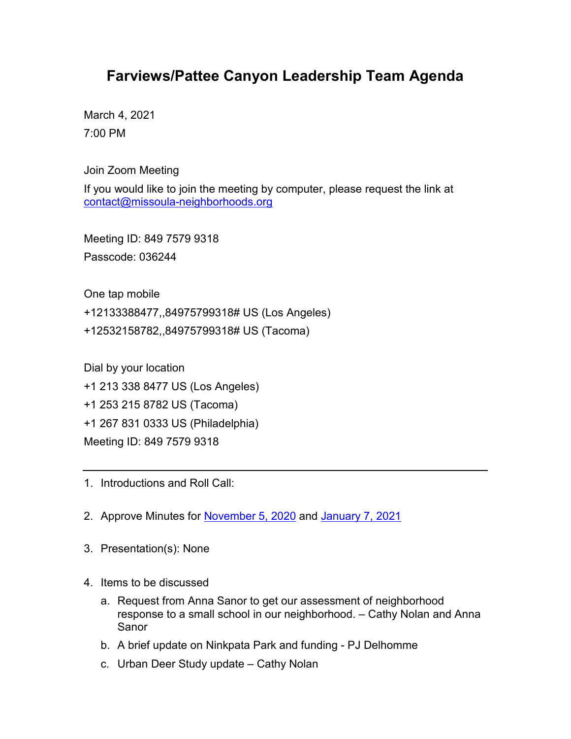# Farviews/Pattee Canyon Leadership Team Agenda

March 4, 2021

7:00 PM

Join Zoom Meeting

If you would like to join the meeting by computer, please request the link at contact@missoula-neighborhoods.org

Meeting ID: 849 7579 9318

Passcode: 036244

One tap mobile

+12133388477,,84975799318# US (Los Angeles)

+12532158782,,84975799318# US (Tacoma)

Dial by your location

+1 213 338 8477 US (Los Angeles)

+1 253 215 8782 US (Tacoma)

+1 267 831 0333 US (Philadelphia)

Meeting ID: 849 7579 9318

---

1. Introductions and Roll Call:

2. Approve Minutes for November 5, 2020 and January 7, 2021

3. Presentation(s): None

4. Items to be discussed
   a. Request from Anna Sanor to get our assessment of neighborhood response to a small school in our neighborhood. – Cathy Nolan and Anna Sanor
   b. A brief update on Ninkpata Park and funding - PJ Delhomme
   c. Urban Deer Study update – Cathy Nolan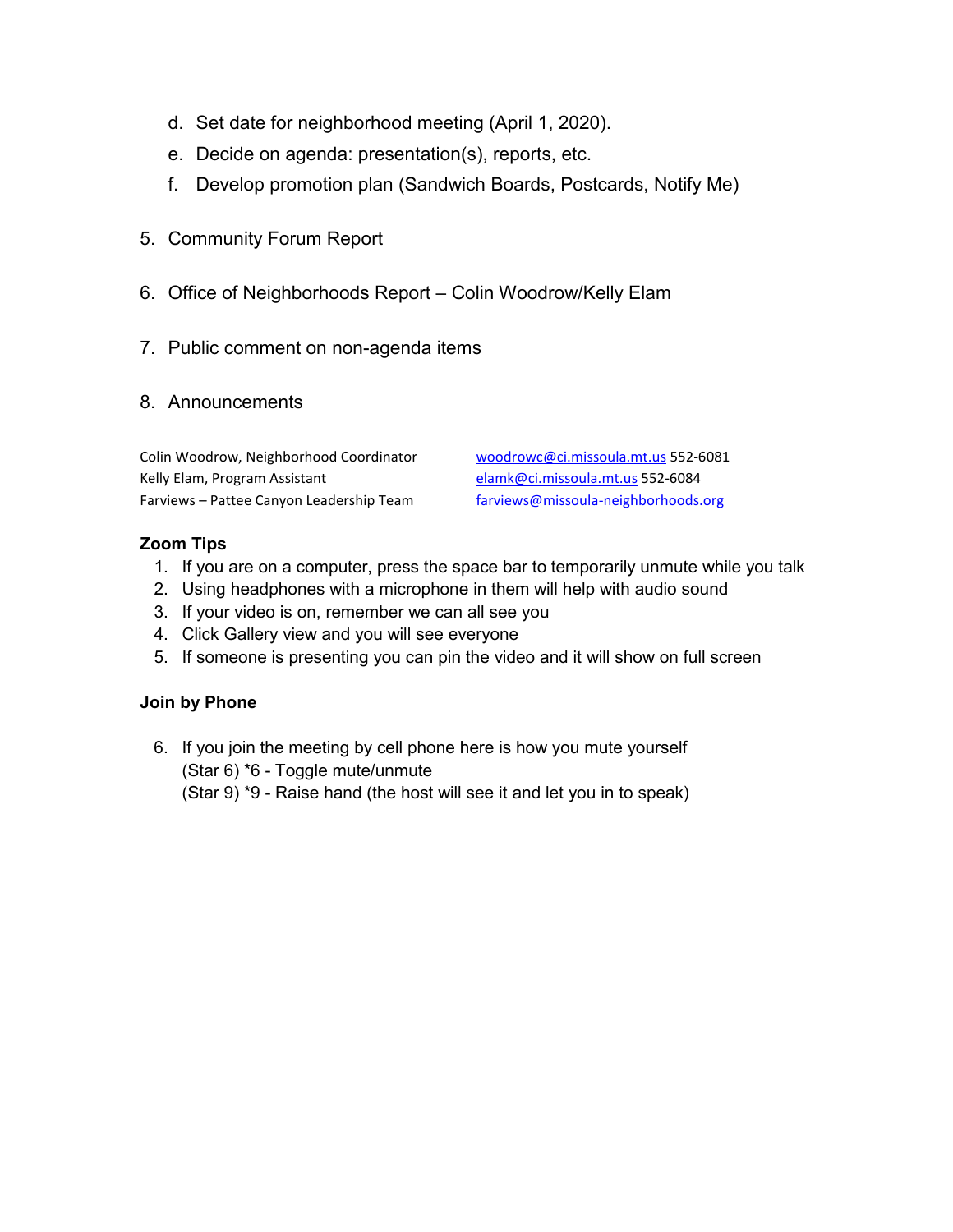d. Set date for neighborhood meeting (April 1, 2020).
e. Decide on agenda: presentation(s), reports, etc.
f. Develop promotion plan (Sandwich Boards, Postcards, Notify Me)

5. Community Forum Report

6. Office of Neighborhoods Report – Colin Woodrow/Kelly Elam

7. Public comment on non-agenda items

8. Announcements

| | |
|---|---|
| Colin Woodrow, Neighborhood Coordinator | woodrowc@ci.missoula.mt.us 552-6081 |
| Kelly Elam, Program Assistant | elamk@ci.missoula.mt.us 552-6084 |
| Farviews – Pattee Canyon Leadership Team | farviews@missoula-neighborhoods.org |

**Zoom Tips**

1. If you are on a computer, press the space bar to temporarily unmute while you talk
2. Using headphones with a microphone in them will help with audio sound
3. If your video is on, remember we can all see you
4. Click Gallery view and you will see everyone
5. If someone is presenting you can pin the video and it will show on full screen

**Join by Phone**

6. If you join the meeting by cell phone here is how you mute yourself
   (Star 6) *6 - Toggle mute/unmute
   (Star 9) *9 - Raise hand (the host will see it and let you in to speak)